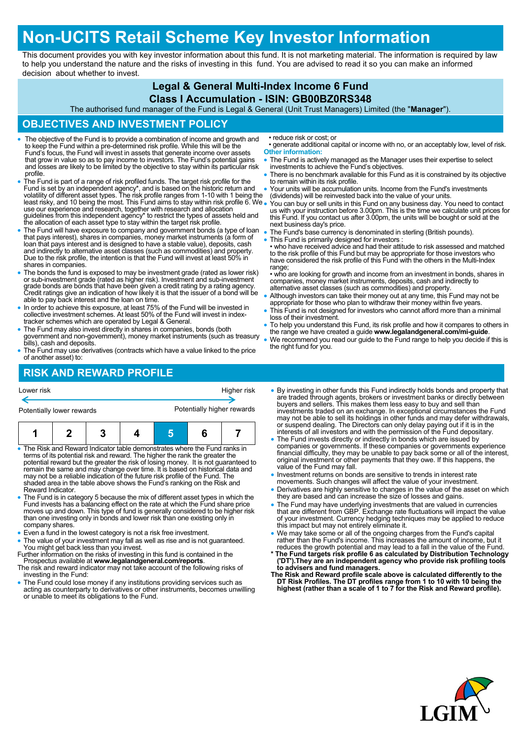# Non-UCITS Retail Scheme Key Investor Information

This document provides you with key investor information about this fund. It is not marketing material. The information is required by law to help you understand the nature and the risks of investing in this fund. You are advised to read it so you can make an informed decision about whether to invest.

## Legal & General Multi-Index Income 6 Fund
## Class I Accumulation - ISIN: GB00BZ0RS348

The authorised fund manager of the Fund is Legal & General (Unit Trust Managers) Limited (the "**Manager**").

## OBJECTIVES AND INVESTMENT POLICY

- The objective of the Fund is to provide a combination of income and growth and to keep the Fund within a pre-determined risk profile. While this will be the Fund's focus, the Fund will invest in assets that generate income over assets that grow in value so as to pay income to investors. The Fund's potential gains and losses are likely to be limited by the objective to stay within its particular risk profile.
- The Fund is part of a range of risk profiled funds. The target risk profile for the Fund is set by an independent agency*, and is based on the historic return and volatility of different asset types. The risk profile ranges from 1-10 with 1 being the least risky, and 10 being the most. This Fund aims to stay within risk profile 6. We use our experience and research, together with research and allocation guidelines from this independent agency* to restrict the types of assets held and the allocation of each asset type to stay within the target risk profile.
- The Fund will have exposure to company and government bonds (a type of loan that pays interest), shares in companies, money market instruments (a form of loan that pays interest and is designed to have a stable value), deposits, cash and indirectly to alternative asset classes (such as commodities) and property. Due to the risk profile, the intention is that the Fund will invest at least 50% in shares in companies.
- The bonds the fund is exposed to may be investment grade (rated as lower risk) or sub-investment grade (rated as higher risk). Investment and sub-investment grade bonds are bonds that have been given a credit rating by a rating agency. Credit ratings give an indication of how likely it is that the issuer of a bond will be able to pay back interest and the loan on time.
- In order to achieve this exposure, at least 75% of the Fund will be invested in collective investment schemes. At least 50% of the Fund will invest in index-tracker schemes which are operated by Legal & General.
- The Fund may also invest directly in shares in companies, bonds (both government and non-government), money market instruments (such as treasury bills), cash and deposits.
- The Fund may use derivatives (contracts which have a value linked to the price of another asset) to:
  - • reduce risk or cost; or
  - • generate additional capital or income with no, or an acceptably low, level of risk.

**Other information:**

- The Fund is actively managed as the Manager uses their expertise to select investments to achieve the Fund's objectives.
- There is no benchmark available for this Fund as it is constrained by its objective to remain within its risk profile.
- Your units will be accumulation units. Income from the Fund's investments (dividends) will be reinvested back into the value of your units.
- You can buy or sell units in this Fund on any business day. You need to contact us with your instruction before 3.00pm. This is the time we calculate unit prices for this Fund. If you contact us after 3.00pm, the units will be bought or sold at the next business day's price.
- The Fund's base currency is denominated in sterling (British pounds).
- This Fund is primarily designed for investors :
  - • who have received advice and had their attitude to risk assessed and matched to the risk profile of this Fund but may be appropriate for those investors who have considered the risk profile of this Fund with the others in the Multi-Index range;
  - • who are looking for growth and income from an investment in bonds, shares in companies, money market instruments, deposits, cash and indirectly to alternative asset classes (such as commodities) and property.
- Although investors can take their money out at any time, this Fund may not be appropriate for those who plan to withdraw their money within five years.
- This Fund is not designed for investors who cannot afford more than a minimal loss of their investment.
- To help you understand this Fund, its risk profile and how it compares to others in the range we have created a guide **www.legalandgeneral.com/mi-guide**.
- We recommend you read our guide to the Fund range to help you decide if this is the right fund for you.

## RISK AND REWARD PROFILE

Lower risk ← → Higher risk

Potentially lower rewards — Potentially higher rewards

| 1 | 2 | 3 | 4 | **5** | 6 | 7 |
|---|---|---|---|---|---|---|

- The Risk and Reward Indicator table demonstrates where the Fund ranks in terms of its potential risk and reward. The higher the rank the greater the potential reward but the greater the risk of losing money. It is not guaranteed to remain the same and may change over time. It is based on historical data and may not be a reliable indication of the future risk profile of the Fund. The shaded area in the table above shows the Fund's ranking on the Risk and Reward Indicator.
- The Fund is in category 5 because the mix of different asset types in which the Fund invests has a balancing effect on the rate at which the Fund share price moves up and down. This type of fund is generally considered to be higher risk than one investing only in bonds and lower risk than one existing only in company shares.
- Even a fund in the lowest category is not a risk free investment.
- The value of your investment may fall as well as rise and is not guaranteed. You might get back less than you invest.

Further information on the risks of investing in this fund is contained in the Prospectus available at **www.legalandgeneral.com/reports**.

The risk and reward indicator may not take account of the following risks of investing in the Fund:

- The Fund could lose money if any institutions providing services such as acting as counterparty to derivatives or other instruments, becomes unwilling or unable to meet its obligations to the Fund.
- By investing in other funds this Fund indirectly holds bonds and property that are traded through agents, brokers or investment banks or directly between buyers and sellers. This makes them less easy to buy and sell than investments traded on an exchange. In exceptional circumstances the Fund may not be able to sell its holdings in other funds and may defer withdrawals, or suspend dealing. The Directors can only delay paying out if it is in the interests of all investors and with the permission of the Fund depositary.
- The Fund invests directly or indirectly in bonds which are issued by companies or governments. If these companies or governments experience financial difficulty, they may be unable to pay back some or all of the interest, original investment or other payments that they owe. If this happens, the value of the Fund may fall.
- Investment returns on bonds are sensitive to trends in interest rate movements. Such changes will affect the value of your investment.
- Derivatives are highly sensitive to changes in the value of the asset on which they are based and can increase the size of losses and gains.
- The Fund may have underlying investments that are valued in currencies that are different from GBP. Exchange rate fluctuations will impact the value of your investment. Currency hedging techniques may be applied to reduce this impact but may not entirely eliminate it.
- We may take some or all of the ongoing charges from the Fund's capital rather than the Fund's income. This increases the amount of income, but it reduces the growth potential and may lead to a fall in the value of the Fund.

**\* The Fund targets risk profile 6 as calculated by Distribution Technology ('DT').They are an independent agency who provide risk profiling tools to advisers and fund managers.**

**The Risk and Reward profile scale above is calculated differently to the DT Risk Profiles. The DT profiles range from 1 to 10 with 10 being the highest (rather than a scale of 1 to 7 for the Risk and Reward profile).**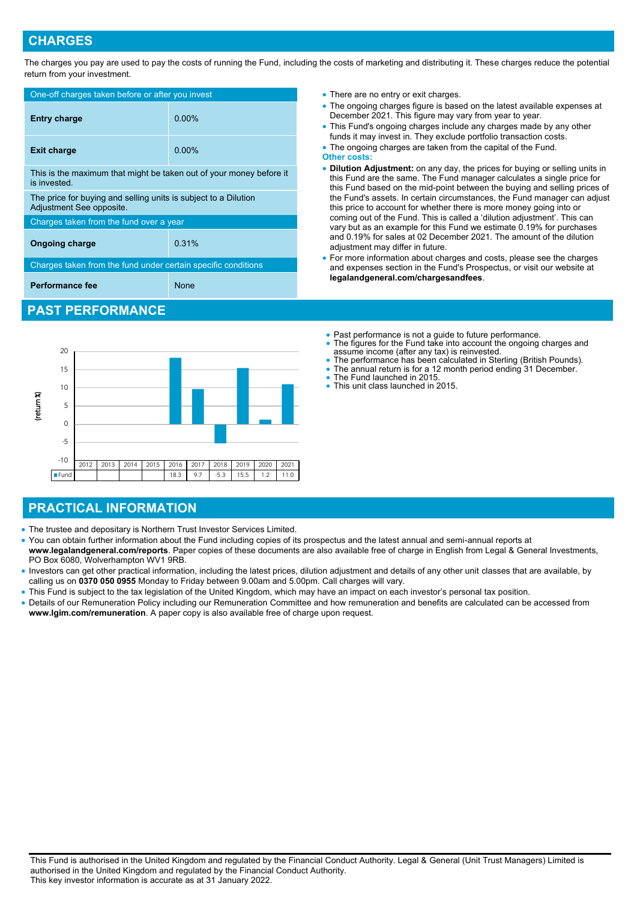## CHARGES

The charges you pay are used to pay the costs of running the Fund, including the costs of marketing and distributing it. These charges reduce the potential return from your investment.

| One-off charges taken before or after you invest | |
|---|---|
| **Entry charge** | 0.00% |
| **Exit charge** | 0.00% |
| This is the maximum that might be taken out of your money before it is invested. | |
| The price for buying and selling units is subject to a Dilution Adjustment See opposite. | |
| Charges taken from the fund over a year | |
| **Ongoing charge** | 0.31% |
| Charges taken from the fund under certain specific conditions | |
| **Performance fee** | None |

- There are no entry or exit charges.
- The ongoing charges figure is based on the latest available expenses at December 2021. This figure may vary from year to year.
- This Fund's ongoing charges include any charges made by any other funds it may invest in. They exclude portfolio transaction costs.
- The ongoing charges are taken from the capital of the Fund.

**Other costs:**

- **Dilution Adjustment:** on any day, the prices for buying or selling units in this Fund are the same. The Fund manager calculates a single price for this Fund based on the mid-point between the buying and selling prices of the Fund's assets. In certain circumstances, the Fund manager can adjust this price to account for whether there is more money going into or coming out of the Fund. This is called a 'dilution adjustment'. This can vary but as an example for this Fund we estimate 0.19% for purchases and 0.19% for sales at 02 December 2021. The amount of the dilution adjustment may differ in future.
- For more information about charges and costs, please see the charges and expenses section in the Fund's Prospectus, or visit our website at **legalandgeneral.com/chargesandfees**.

## PAST PERFORMANCE

(return %)

20
15
10
5
0
-5
-10

2012 2013 2014 2015 2016 2017 2018 2019 2020 2021

Fund: 18.3 9.7 -5.3 15.5 1.2 11.0

- Past performance is not a guide to future performance.
- The figures for the Fund take into account the ongoing charges and assume income (after any tax) is reinvested.
- The performance has been calculated in Sterling (British Pounds).
- The annual return is for a 12 month period ending 31 December.
- The Fund launched in 2015.
- This unit class launched in 2015.

## PRACTICAL INFORMATION

- The trustee and depositary is Northern Trust Investor Services Limited.
- You can obtain further information about the Fund including copies of its prospectus and the latest annual and semi-annual reports at **www.legalandgeneral.com/reports**. Paper copies of these documents are also available free of charge in English from Legal & General Investments, PO Box 6080, Wolverhampton WV1 9RB.
- Investors can get other practical information, including the latest prices, dilution adjustment and details of any other unit classes that are available, by calling us on **0370 050 0955** Monday to Friday between 9.00am and 5.00pm. Call charges will vary.
- This Fund is subject to the tax legislation of the United Kingdom, which may have an impact on each investor's personal tax position.
- Details of our Remuneration Policy including our Remuneration Committee and how remuneration and benefits are calculated can be accessed from **www.lgim.com/remuneration**. A paper copy is also available free of charge upon request.

This Fund is authorised in the United Kingdom and regulated by the Financial Conduct Authority. Legal & General (Unit Trust Managers) Limited is authorised in the United Kingdom and regulated by the Financial Conduct Authority.
This key investor information is accurate as at 31 January 2022.